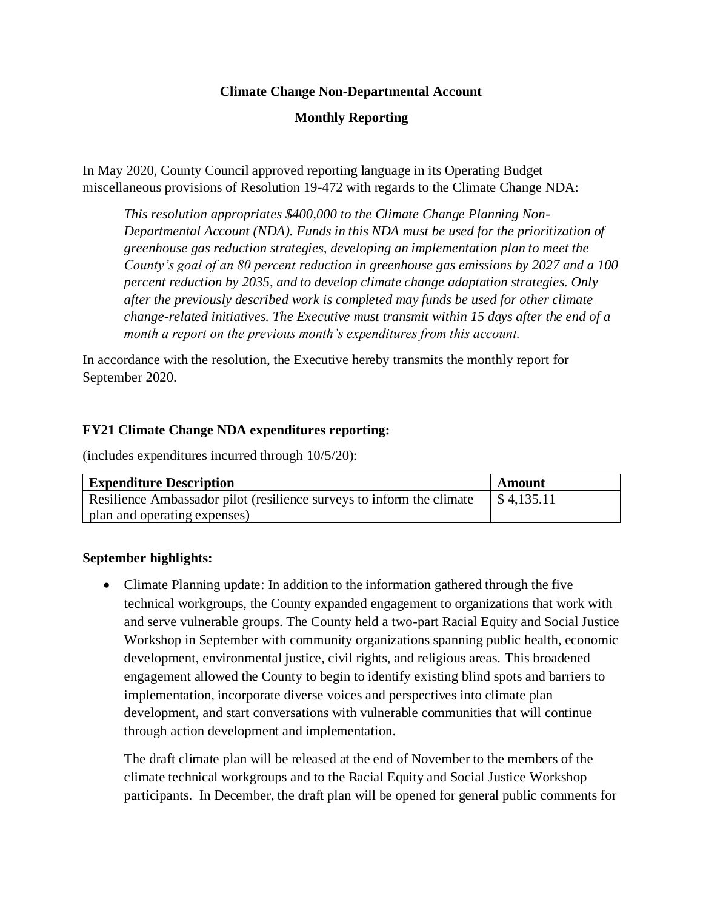**Climate Change Non-Departmental Account**

**Monthly Reporting**

In May 2020, County Council approved reporting language in its Operating Budget miscellaneous provisions of Resolution 19-472 with regards to the Climate Change NDA:

> *This resolution appropriates $400,000 to the Climate Change Planning Non-Departmental Account (NDA). Funds in this NDA must be used for the prioritization of greenhouse gas reduction strategies, developing an implementation plan to meet the County's goal of an 80 percent reduction in greenhouse gas emissions by 2027 and a 100 percent reduction by 2035, and to develop climate change adaptation strategies. Only after the previously described work is completed may funds be used for other climate change-related initiatives. The Executive must transmit within 15 days after the end of a month a report on the previous month's expenditures from this account.*

In accordance with the resolution, the Executive hereby transmits the monthly report for September 2020.

**FY21 Climate Change NDA expenditures reporting:**

(includes expenditures incurred through 10/5/20):

| **Expenditure Description** | **Amount** |
|---|---|
| Resilience Ambassador pilot (resilience surveys to inform the climate plan and operating expenses) | $ 4,135.11 |

**September highlights:**

- Climate Planning update: In addition to the information gathered through the five technical workgroups, the County expanded engagement to organizations that work with and serve vulnerable groups. The County held a two-part Racial Equity and Social Justice Workshop in September with community organizations spanning public health, economic development, environmental justice, civil rights, and religious areas. This broadened engagement allowed the County to begin to identify existing blind spots and barriers to implementation, incorporate diverse voices and perspectives into climate plan development, and start conversations with vulnerable communities that will continue through action development and implementation.

  The draft climate plan will be released at the end of November to the members of the climate technical workgroups and to the Racial Equity and Social Justice Workshop participants. In December, the draft plan will be opened for general public comments for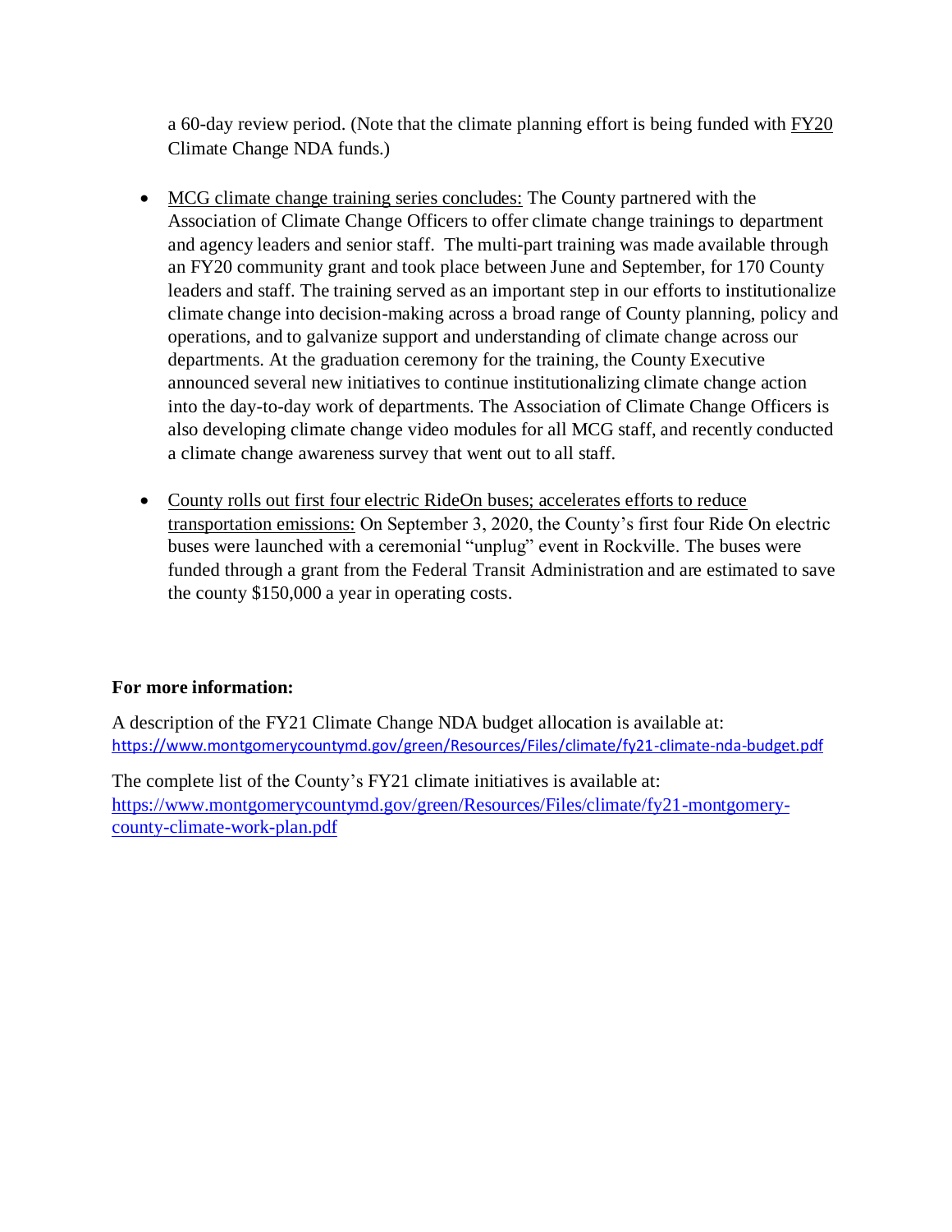a 60-day review period. (Note that the climate planning effort is being funded with FY20 Climate Change NDA funds.)

- MCG climate change training series concludes: The County partnered with the Association of Climate Change Officers to offer climate change trainings to department and agency leaders and senior staff. The multi-part training was made available through an FY20 community grant and took place between June and September, for 170 County leaders and staff. The training served as an important step in our efforts to institutionalize climate change into decision-making across a broad range of County planning, policy and operations, and to galvanize support and understanding of climate change across our departments. At the graduation ceremony for the training, the County Executive announced several new initiatives to continue institutionalizing climate change action into the day-to-day work of departments. The Association of Climate Change Officers is also developing climate change video modules for all MCG staff, and recently conducted a climate change awareness survey that went out to all staff.

- County rolls out first four electric RideOn buses; accelerates efforts to reduce transportation emissions: On September 3, 2020, the County's first four Ride On electric buses were launched with a ceremonial "unplug" event in Rockville. The buses were funded through a grant from the Federal Transit Administration and are estimated to save the county $150,000 a year in operating costs.

**For more information:**

A description of the FY21 Climate Change NDA budget allocation is available at:
https://www.montgomerycountymd.gov/green/Resources/Files/climate/fy21-climate-nda-budget.pdf

The complete list of the County's FY21 climate initiatives is available at:
https://www.montgomerycountymd.gov/green/Resources/Files/climate/fy21-montgomery-county-climate-work-plan.pdf